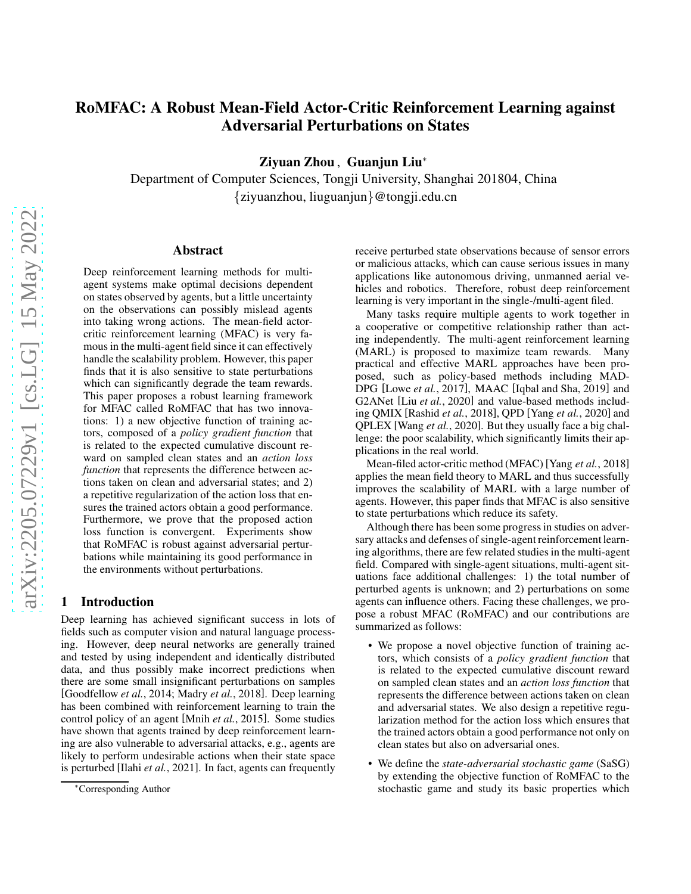# RoMFAC: A Robust Mean-Field Actor-Critic Reinforcement Learning against Adversarial Perturbations on States

**Ziyuan Zhou , Guanjun Liu***

Department of Computer Sciences, Tongji University, Shanghai 201804, China
{ziyuanzhou, liuguanjun}@tongji.edu.cn

## Abstract

Deep reinforcement learning methods for multi-agent systems make optimal decisions dependent on states observed by agents, but a little uncertainty on the observations can possibly mislead agents into taking wrong actions. The mean-field actor-critic reinforcement learning (MFAC) is very famous in the multi-agent field since it can effectively handle the scalability problem. However, this paper finds that it is also sensitive to state perturbations which can significantly degrade the team rewards. This paper proposes a robust learning framework for MFAC called RoMFAC that has two innovations: 1) a new objective function of training actors, composed of a *policy gradient function* that is related to the expected cumulative discount reward on sampled clean states and an *action loss function* that represents the difference between actions taken on clean and adversarial states; and 2) a repetitive regularization of the action loss that ensures the trained actors obtain a good performance. Furthermore, we prove that the proposed action loss function is convergent. Experiments show that RoMFAC is robust against adversarial perturbations while maintaining its good performance in the environments without perturbations.

## 1 Introduction

Deep learning has achieved significant success in lots of fields such as computer vision and natural language processing. However, deep neural networks are generally trained and tested by using independent and identically distributed data, and thus possibly make incorrect predictions when there are some small insignificant perturbations on samples [Goodfellow *et al.*, 2014; Madry *et al.*, 2018]. Deep learning has been combined with reinforcement learning to train the control policy of an agent [Mnih *et al.*, 2015]. Some studies have shown that agents trained by deep reinforcement learning are also vulnerable to adversarial attacks, e.g., agents are likely to perform undesirable actions when their state space is perturbed [Ilahi *et al.*, 2021]. In fact, agents can frequently receive perturbed state observations because of sensor errors or malicious attacks, which can cause serious issues in many applications like autonomous driving, unmanned aerial vehicles and robotics. Therefore, robust deep reinforcement learning is very important in the single-/multi-agent filed.

Many tasks require multiple agents to work together in a cooperative or competitive relationship rather than acting independently. The multi-agent reinforcement learning (MARL) is proposed to maximize team rewards. Many practical and effective MARL approaches have been proposed, such as policy-based methods including MADDPG [Lowe *et al.*, 2017], MAAC [Iqbal and Sha, 2019] and G2ANet [Liu *et al.*, 2020] and value-based methods including QMIX [Rashid *et al.*, 2018], QPD [Yang *et al.*, 2020] and QPLEX [Wang *et al.*, 2020]. But they usually face a big challenge: the poor scalability, which significantly limits their applications in the real world.

Mean-filed actor-critic method (MFAC) [Yang *et al.*, 2018] applies the mean field theory to MARL and thus successfully improves the scalability of MARL with a large number of agents. However, this paper finds that MFAC is also sensitive to state perturbations which reduce its safety.

Although there has been some progress in studies on adversary attacks and defenses of single-agent reinforcement learning algorithms, there are few related studies in the multi-agent field. Compared with single-agent situations, multi-agent situations face additional challenges: 1) the total number of perturbed agents is unknown; and 2) perturbations on some agents can influence others. Facing these challenges, we propose a robust MFAC (RoMFAC) and our contributions are summarized as follows:

- We propose a novel objective function of training actors, which consists of a *policy gradient function* that is related to the expected cumulative discount reward on sampled clean states and an *action loss function* that represents the difference between actions taken on clean and adversarial states. We also design a repetitive regularization method for the action loss which ensures that the trained actors obtain a good performance not only on clean states but also on adversarial ones.
- We define the *state-adversarial stochastic game* (SaSG) by extending the objective function of RoMFAC to the stochastic game and study its basic properties which

*Corresponding Author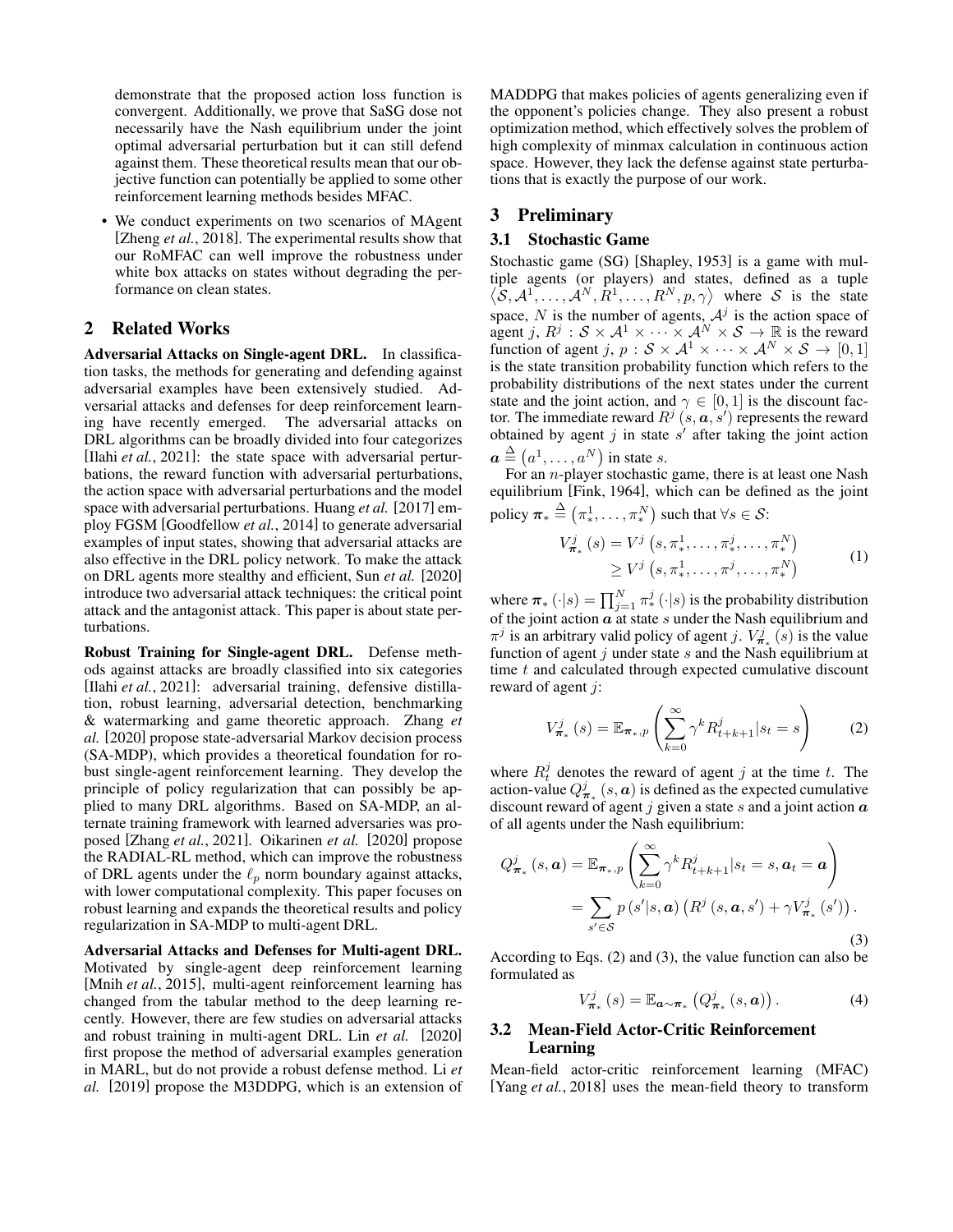demonstrate that the proposed action loss function is convergent. Additionally, we prove that SaSG dose not necessarily have the Nash equilibrium under the joint optimal adversarial perturbation but it can still defend against them. These theoretical results mean that our objective function can potentially be applied to some other reinforcement learning methods besides MFAC.

- We conduct experiments on two scenarios of MAgent [Zheng *et al.*, 2018]. The experimental results show that our RoMFAC can well improve the robustness under white box attacks on states without degrading the performance on clean states.

## 2 Related Works

**Adversarial Attacks on Single-agent DRL.** In classification tasks, the methods for generating and defending against adversarial examples have been extensively studied. Adversarial attacks and defenses for deep reinforcement learning have recently emerged. The adversarial attacks on DRL algorithms can be broadly divided into four categorizes [Ilahi *et al.*, 2021]: the state space with adversarial perturbations, the reward function with adversarial perturbations, the action space with adversarial perturbations and the model space with adversarial perturbations. Huang *et al.* [2017] employ FGSM [Goodfellow *et al.*, 2014] to generate adversarial examples of input states, showing that adversarial attacks are also effective in the DRL policy network. To make the attack on DRL agents more stealthy and efficient, Sun *et al.* [2020] introduce two adversarial attack techniques: the critical point attack and the antagonist attack. This paper is about state perturbations.

**Robust Training for Single-agent DRL.** Defense methods against attacks are broadly classified into six categories [Ilahi *et al.*, 2021]: adversarial training, defensive distillation, robust learning, adversarial detection, benchmarking & watermarking and game theoretic approach. Zhang *et al.* [2020] propose state-adversarial Markov decision process (SA-MDP), which provides a theoretical foundation for robust single-agent reinforcement learning. They develop the principle of policy regularization that can possibly be applied to many DRL algorithms. Based on SA-MDP, an alternate training framework with learned adversaries was proposed [Zhang *et al.*, 2021]. Oikarinen *et al.* [2020] propose the RADIAL-RL method, which can improve the robustness of DRL agents under the $\ell_p$ norm boundary against attacks, with lower computational complexity. This paper focuses on robust learning and expands the theoretical results and policy regularization in SA-MDP to multi-agent DRL.

**Adversarial Attacks and Defenses for Multi-agent DRL.** Motivated by single-agent deep reinforcement learning [Mnih *et al.*, 2015], multi-agent reinforcement learning has changed from the tabular method to the deep learning recently. However, there are few studies on adversarial attacks and robust training in multi-agent DRL. Lin *et al.* [2020] first propose the method of adversarial examples generation in MARL, but do not provide a robust defense method. Li *et al.* [2019] propose the M3DDPG, which is an extension of MADDPG that makes policies of agents generalizing even if the opponent's policies change. They also present a robust optimization method, which effectively solves the problem of high complexity of minmax calculation in continuous action space. However, they lack the defense against state perturbations that is exactly the purpose of our work.

## 3 Preliminary

### 3.1 Stochastic Game

Stochastic game (SG) [Shapley, 1953] is a game with multiple agents (or players) and states, defined as a tuple $\langle \mathcal{S}, \mathcal{A}^1, \ldots, \mathcal{A}^N, R^1, \ldots, R^N, p, \gamma \rangle$ where $\mathcal{S}$ is the state space, $N$ is the number of agents, $\mathcal{A}^j$ is the action space of agent $j$, $R^j : \mathcal{S} \times \mathcal{A}^1 \times \cdots \times \mathcal{A}^N \times \mathcal{S} \to \mathbb{R}$ is the reward function of agent $j$, $p : \mathcal{S} \times \mathcal{A}^1 \times \cdots \times \mathcal{A}^N \times \mathcal{S} \to [0, 1]$ is the state transition probability function which refers to the probability distributions of the next states under the current state and the joint action, and $\gamma \in [0, 1]$ is the discount factor. The immediate reward $R^j(s, \boldsymbol{a}, s')$ represents the reward obtained by agent $j$ in state $s'$ after taking the joint action $\boldsymbol{a} \triangleq (a^1, \ldots, a^N)$ in state $s$.

For an $n$-player stochastic game, there is at least one Nash equilibrium [Fink, 1964], which can be defined as the joint policy $\boldsymbol{\pi}_* \triangleq (\pi_*^1, \ldots, \pi_*^N)$ such that $\forall s \in \mathcal{S}$:

$$
\begin{aligned}
V_{\boldsymbol{\pi}_*}^j(s) &= V^j\left(s, \pi_*^1, \ldots, \pi_*^j, \ldots, \pi_*^N\right) \\
&\geq V^j\left(s, \pi_*^1, \ldots, \pi^j, \ldots, \pi_*^N\right)
\end{aligned} \tag{1}
$$

where $\boldsymbol{\pi}_*(\cdot|s) = \prod_{j=1}^N \pi_*^j(\cdot|s)$ is the probability distribution of the joint action $\boldsymbol{a}$ at state $s$ under the Nash equilibrium and $\pi^j$ is an arbitrary valid policy of agent $j$. $V_{\boldsymbol{\pi}_*}^j(s)$ is the value function of agent $j$ under state $s$ and the Nash equilibrium at time $t$ and calculated through expected cumulative discount reward of agent $j$:

$$
V_{\boldsymbol{\pi}_*}^j(s) = \mathbb{E}_{\boldsymbol{\pi}_*, p}\left(\sum_{k=0}^{\infty} \gamma^k R_{t+k+1}^j | s_t = s\right) \tag{2}
$$

where $R_t^j$ denotes the reward of agent $j$ at the time $t$. The action-value $Q_{\boldsymbol{\pi}_*}^j(s, \boldsymbol{a})$ is defined as the expected cumulative discount reward of agent $j$ given a state $s$ and a joint action $\boldsymbol{a}$ of all agents under the Nash equilibrium:

$$
\begin{aligned}
Q_{\boldsymbol{\pi}_*}^j(s, \boldsymbol{a}) &= \mathbb{E}_{\boldsymbol{\pi}_*, p}\left(\sum_{k=0}^{\infty} \gamma^k R_{t+k+1}^j | s_t = s, \boldsymbol{a}_t = \boldsymbol{a}\right) \\
&= \sum_{s' \in \mathcal{S}} p(s'|s, \boldsymbol{a})\left(R^j(s, \boldsymbol{a}, s') + \gamma V_{\boldsymbol{\pi}_*}^j(s')\right).
\end{aligned} \tag{3}
$$

According to Eqs. (2) and (3), the value function can also be formulated as

$$
V_{\boldsymbol{\pi}_*}^j(s) = \mathbb{E}_{\boldsymbol{a} \sim \boldsymbol{\pi}_*}\left(Q_{\boldsymbol{\pi}_*}^j(s, \boldsymbol{a})\right). \tag{4}
$$

### 3.2 Mean-Field Actor-Critic Reinforcement Learning

Mean-field actor-critic reinforcement learning (MFAC) [Yang *et al.*, 2018] uses the mean-field theory to transform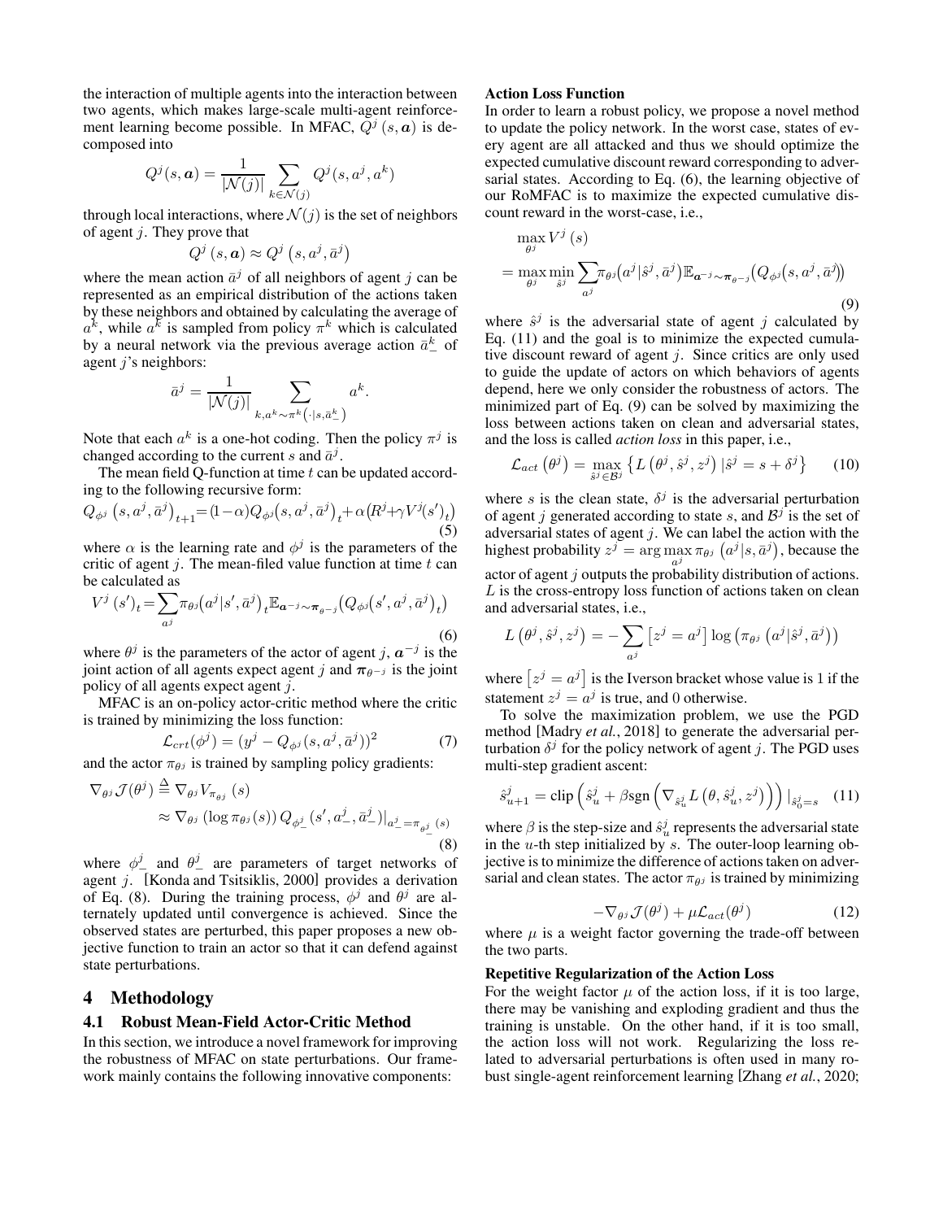the interaction of multiple agents into the interaction between two agents, which makes large-scale multi-agent reinforcement learning become possible. In MFAC, $Q^j(s, \boldsymbol{a})$ is decomposed into

$$Q^j(s, \boldsymbol{a}) = \frac{1}{|\mathcal{N}(j)|} \sum_{k \in \mathcal{N}(j)} Q^j(s, a^j, a^k)$$

through local interactions, where $\mathcal{N}(j)$ is the set of neighbors of agent $j$. They prove that

$$Q^j(s, \boldsymbol{a}) \approx Q^j(s, a^j, \bar{a}^j)$$

where the mean action $\bar{a}^j$ of all neighbors of agent $j$ can be represented as an empirical distribution of the actions taken by these neighbors and obtained by calculating the average of $a^k$, while $a^k$ is sampled from policy $\pi^k$ which is calculated by a neural network via the previous average action $\bar{a}^k_-$ of agent $j$'s neighbors:

$$\bar{a}^j = \frac{1}{|\mathcal{N}(j)|} \sum_{k, a^k \sim \pi^k(\cdot|s, \bar{a}^k_-)} a^k.$$

Note that each $a^k$ is a one-hot coding. Then the policy $\pi^j$ is changed according to the current $s$ and $\bar{a}^j$.

The mean field Q-function at time $t$ can be updated according to the following recursive form:

$$Q_{\phi^j}(s, a^j, \bar{a}^j)_{t+1} = (1-\alpha) Q_{\phi^j}(s, a^j, \bar{a}^j)_t + \alpha (R^j + \gamma V^j(s')_t) \tag{5}$$

where $\alpha$ is the learning rate and $\phi^j$ is the parameters of the critic of agent $j$. The mean-filed value function at time $t$ can be calculated as

$$V^j(s')_t = \sum_{a^j} \pi_{\theta^j}(a^j|s', \bar{a}^j)_t \mathbb{E}_{\boldsymbol{a}^{-j} \sim \boldsymbol{\pi}_{\theta^{-j}}} (Q_{\phi^j}(s', a^j, \bar{a}^j)_t) \tag{6}$$

where $\theta^j$ is the parameters of the actor of agent $j$, $\boldsymbol{a}^{-j}$ is the joint action of all agents expect agent $j$ and $\boldsymbol{\pi}_{\theta^{-j}}$ is the joint policy of all agents expect agent $j$.

MFAC is an on-policy actor-critic method where the critic is trained by minimizing the loss function:

$$\mathcal{L}_{crt}(\phi^j) = (y^j - Q_{\phi^j}(s, a^j, \bar{a}^j))^2 \tag{7}$$

and the actor $\pi_{\theta^j}$ is trained by sampling policy gradients:

$$\begin{aligned} \nabla_{\theta^j} \mathcal{J}(\theta^j) &\triangleq \nabla_{\theta^j} V_{\pi_{\theta^j}}(s) \\ &\approx \nabla_{\theta^j} (\log \pi_{\theta^j}(s)) Q_{\phi^j_-}(s', a^j_-, \bar{a}^j_-)|_{a^j_- = \pi_{\theta^j_-}(s)} \end{aligned} \tag{8}$$

where $\phi^j_-$ and $\theta^j_-$ are parameters of target networks of agent $j$. [Konda and Tsitsiklis, 2000] provides a derivation of Eq. (8). During the training process, $\phi^j$ and $\theta^j$ are alternately updated until convergence is achieved. Since the observed states are perturbed, this paper proposes a new objective function to train an actor so that it can defend against state perturbations.

## 4 Methodology

### 4.1 Robust Mean-Field Actor-Critic Method

In this section, we introduce a novel framework for improving the robustness of MFAC on state perturbations. Our framework mainly contains the following innovative components:

**Action Loss Function**

In order to learn a robust policy, we propose a novel method to update the policy network. In the worst case, states of every agent are all attacked and thus we should optimize the expected cumulative discount reward corresponding to adversarial states. According to Eq. (6), the learning objective of our RoMFAC is to maximize the expected cumulative discount reward in the worst-case, i.e.,

$$\begin{aligned} &\max_{\theta^j} V^j(s) \\ &= \max_{\theta^j} \min_{\hat{s}^j} \sum_{a^j} \pi_{\theta^j}(a^j|\hat{s}^j, \bar{a}^j) \mathbb{E}_{\boldsymbol{a}^{-j} \sim \boldsymbol{\pi}_{\theta^{-j}}} (Q_{\phi^j}(s, a^j, \bar{a}^j)) \end{aligned} \tag{9}$$

where $\hat{s}^j$ is the adversarial state of agent $j$ calculated by Eq. (11) and the goal is to minimize the expected cumulative discount reward of agent $j$. Since critics are only used to guide the update of actors on which behaviors of agents depend, here we only consider the robustness of actors. The minimized part of Eq. (9) can be solved by maximizing the loss between actions taken on clean and adversarial states, and the loss is called *action loss* in this paper, i.e.,

$$\mathcal{L}_{act}(\theta^j) = \max_{\hat{s}^j \in \mathcal{B}^j} \{ L(\theta^j, \hat{s}^j, z^j) | \hat{s}^j = s + \delta^j \} \tag{10}$$

where $s$ is the clean state, $\delta^j$ is the adversarial perturbation of agent $j$ generated according to state $s$, and $\mathcal{B}^j$ is the set of adversarial states of agent $j$. We can label the action with the highest probability $z^j = \arg\max_{a^j} \pi_{\theta^j}(a^j|s, \bar{a}^j)$, because the actor of agent $j$ outputs the probability distribution of actions. $L$ is the cross-entropy loss function of actions taken on clean and adversarial states, i.e.,

$$L(\theta^j, \hat{s}^j, z^j) = -\sum_{a^j} [z^j = a^j] \log (\pi_{\theta^j}(a^j|\hat{s}^j, \bar{a}^j))$$

where $[z^j = a^j]$ is the Iverson bracket whose value is 1 if the statement $z^j = a^j$ is true, and 0 otherwise.

To solve the maximization problem, we use the PGD method [Madry *et al.*, 2018] to generate the adversarial perturbation $\delta^j$ for the policy network of agent $j$. The PGD uses multi-step gradient ascent:

$$\hat{s}^j_{u+1} = \text{clip}\left(\hat{s}^j_u + \beta \text{sgn}\left(\nabla_{\hat{s}^j_u} L(\theta, \hat{s}^j_u, z^j)\right)\right)|_{\hat{s}^j_0 = s} \tag{11}$$

where $\beta$ is the step-size and $\hat{s}^j_u$ represents the adversarial state in the $u$-th step initialized by $s$. The outer-loop learning objective is to minimize the difference of actions taken on adversarial and clean states. The actor $\pi_{\theta^j}$ is trained by minimizing

$$-\nabla_{\theta^j} \mathcal{J}(\theta^j) + \mu \mathcal{L}_{act}(\theta^j) \tag{12}$$

where $\mu$ is a weight factor governing the trade-off between the two parts.

**Repetitive Regularization of the Action Loss**

For the weight factor $\mu$ of the action loss, if it is too large, there may be vanishing and exploding gradient and thus the training is unstable. On the other hand, if it is too small, the action loss will not work. Regularizing the loss related to adversarial perturbations is often used in many robust single-agent reinforcement learning [Zhang *et al.*, 2020;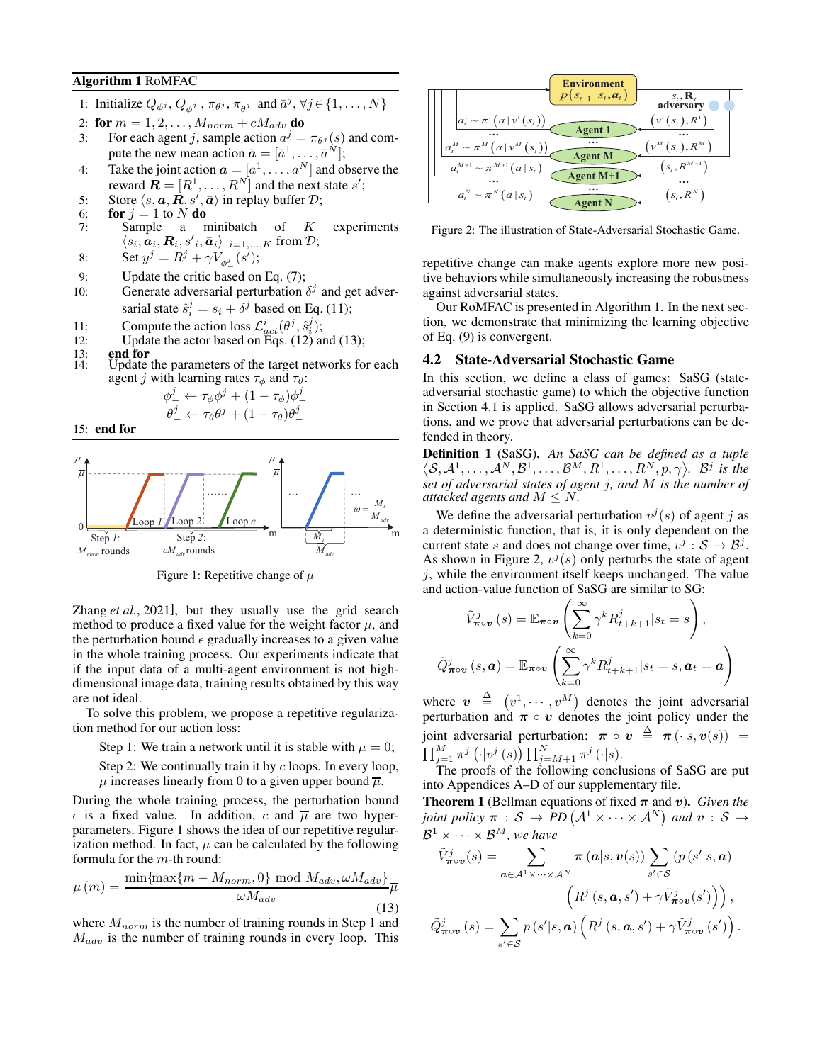**Algorithm 1** RoMFAC

1: Initialize $Q_{\phi^j}$, $Q_{\phi^j_-}$, $\pi_{\theta^j}$, $\pi_{\theta^j_-}$ and $\bar{a}^j, \forall j \in \{1, \ldots, N\}$
2: **for** $m = 1, 2, \ldots, M_{norm} + cM_{adv}$ **do**
3: For each agent $j$, sample action $a^j = \pi_{\theta^j}(s)$ and compute the new mean action $\bar{\boldsymbol{a}} = [\bar{a}^1, \ldots, \bar{a}^N]$;
4: Take the joint action $\boldsymbol{a} = [a^1, \ldots, a^N]$ and observe the reward $\boldsymbol{R} = [R^1, \ldots, R^N]$ and the next state $s'$;
5: Store $\langle s, \boldsymbol{a}, \boldsymbol{R}, s', \bar{\boldsymbol{a}} \rangle$ in replay buffer $\mathcal{D}$;
6: **for** $j = 1$ to $N$ **do**
7: Sample a minibatch of $K$ experiments $\langle s_i, \boldsymbol{a}_i, \boldsymbol{R}_i, s'_i, \bar{\boldsymbol{a}}_i \rangle |_{i=1,\ldots,K}$ from $\mathcal{D}$;
8: Set $y^j = R^j + \gamma V_{\phi^j_-}(s')$;
9: Update the critic based on Eq. (7);
10: Generate adversarial perturbation $\delta^j$ and get adversarial state $\hat{s}^j_i = s_i + \delta^j$ based on Eq. (11);
11: Compute the action loss $\mathcal{L}^i_{act}(\theta^j, \hat{s}^j_i)$;
12: Update the actor based on Eqs. (12) and (13);
13: **end for**
14: Update the parameters of the target networks for each agent $j$ with learning rates $\tau_\phi$ and $\tau_\theta$:

$$\phi^j_- \leftarrow \tau_\phi \phi^j + (1 - \tau_\phi)\phi^j_-$$
$$\theta^j_- \leftarrow \tau_\theta \theta^j + (1 - \tau_\theta)\theta^j_-$$

15: **end for**

Figure 1: Repetitive change of $\mu$

Zhang *et al.*, 2021], but they usually use the grid search method to produce a fixed value for the weight factor $\mu$, and the perturbation bound $\epsilon$ gradually increases to a given value in the whole training process. Our experiments indicate that if the input data of a multi-agent environment is not high-dimensional image data, training results obtained by this way are not ideal.

To solve this problem, we propose a repetitive regularization method for our action loss:

Step 1: We train a network until it is stable with $\mu = 0$;

Step 2: We continually train it by $c$ loops. In every loop, $\mu$ increases linearly from 0 to a given upper bound $\overline{\mu}$.

During the whole training process, the perturbation bound $\epsilon$ is a fixed value. In addition, $c$ and $\overline{\mu}$ are two hyperparameters. Figure 1 shows the idea of our repetitive regularization method. In fact, $\mu$ can be calculated by the following formula for the $m$-th round:

$$\mu(m) = \frac{\min\{\max\{m - M_{norm}, 0\} \bmod M_{adv}, \omega M_{adv}\}}{\omega M_{adv}} \overline{\mu} \tag{13}$$

where $M_{norm}$ is the number of training rounds in Step 1 and $M_{adv}$ is the number of training rounds in every loop. This repetitive change can make agents explore more new positive behaviors while simultaneously increasing the robustness against adversarial states.

Our RoMFAC is presented in Algorithm 1. In the next section, we demonstrate that minimizing the learning objective of Eq. (9) is convergent.

Figure 2: The illustration of State-Adversarial Stochastic Game.

## 4.2 State-Adversarial Stochastic Game

In this section, we define a class of games: SaSG (state-adversarial stochastic game) to which the objective function in Section 4.1 is applied. SaSG allows adversarial perturbations, and we prove that adversarial perturbations can be defended in theory.

**Definition 1** (SaSG). *An SaSG can be defined as a tuple $\langle \mathcal{S}, \mathcal{A}^1, \ldots, \mathcal{A}^N, \mathcal{B}^1, \ldots, \mathcal{B}^M, R^1, \ldots, R^N, p, \gamma \rangle$. $\mathcal{B}^j$ is the set of adversarial states of agent $j$, and $M$ is the number of attacked agents and $M \leq N$.*

We define the adversarial perturbation $v^j(s)$ of agent $j$ as a deterministic function, that is, it is only dependent on the current state $s$ and does not change over time, $v^j : \mathcal{S} \rightarrow \mathcal{B}^j$. As shown in Figure 2, $v^j(s)$ only perturbs the state of agent $j$, while the environment itself keeps unchanged. The value and action-value function of SaSG are similar to SG:

$$\tilde{V}^j_{\boldsymbol{\pi}\circ\boldsymbol{v}}(s) = \mathbb{E}_{\boldsymbol{\pi}\circ\boldsymbol{v}}\left(\sum_{k=0}^{\infty} \gamma^k R^j_{t+k+1} | s_t = s\right),$$

$$\tilde{Q}^j_{\boldsymbol{\pi}\circ\boldsymbol{v}}(s, \boldsymbol{a}) = \mathbb{E}_{\boldsymbol{\pi}\circ\boldsymbol{v}}\left(\sum_{k=0}^{\infty} \gamma^k R^j_{t+k+1} | s_t = s, \boldsymbol{a}_t = \boldsymbol{a}\right)$$

where $\boldsymbol{v} \triangleq (v^1, \cdots, v^M)$ denotes the joint adversarial perturbation and $\boldsymbol{\pi} \circ \boldsymbol{v}$ denotes the joint policy under the joint adversarial perturbation: $\boldsymbol{\pi} \circ \boldsymbol{v} \triangleq \boldsymbol{\pi}(\cdot|s, \boldsymbol{v}(s)) = \prod_{j=1}^{M} \pi^j(\cdot|v^j(s)) \prod_{j=M+1}^{N} \pi^j(\cdot|s)$.

The proofs of the following conclusions of SaSG are put into Appendices A–D of our supplementary file.

**Theorem 1** (Bellman equations of fixed $\boldsymbol{\pi}$ and $\boldsymbol{v}$). *Given the joint policy $\boldsymbol{\pi} : \mathcal{S} \rightarrow PD(\mathcal{A}^1 \times \cdots \times \mathcal{A}^N)$ and $\boldsymbol{v} : \mathcal{S} \rightarrow \mathcal{B}^1 \times \cdots \times \mathcal{B}^M$, we have*

$$\tilde{V}^j_{\boldsymbol{\pi}\circ\boldsymbol{v}}(s) = \sum_{\boldsymbol{a} \in \mathcal{A}^1 \times \cdots \times \mathcal{A}^N} \boldsymbol{\pi}(\boldsymbol{a}|s, \boldsymbol{v}(s)) \sum_{s' \in \mathcal{S}} \left(p(s'|s, \boldsymbol{a}) \left(R^j(s, \boldsymbol{a}, s') + \gamma \tilde{V}^j_{\boldsymbol{\pi}\circ\boldsymbol{v}}(s')\right)\right),$$

$$\tilde{Q}^j_{\boldsymbol{\pi}\circ\boldsymbol{v}}(s) = \sum_{s' \in \mathcal{S}} p(s'|s, \boldsymbol{a}) \left(R^j(s, \boldsymbol{a}, s') + \gamma \tilde{V}^j_{\boldsymbol{\pi}\circ\boldsymbol{v}}(s')\right).$$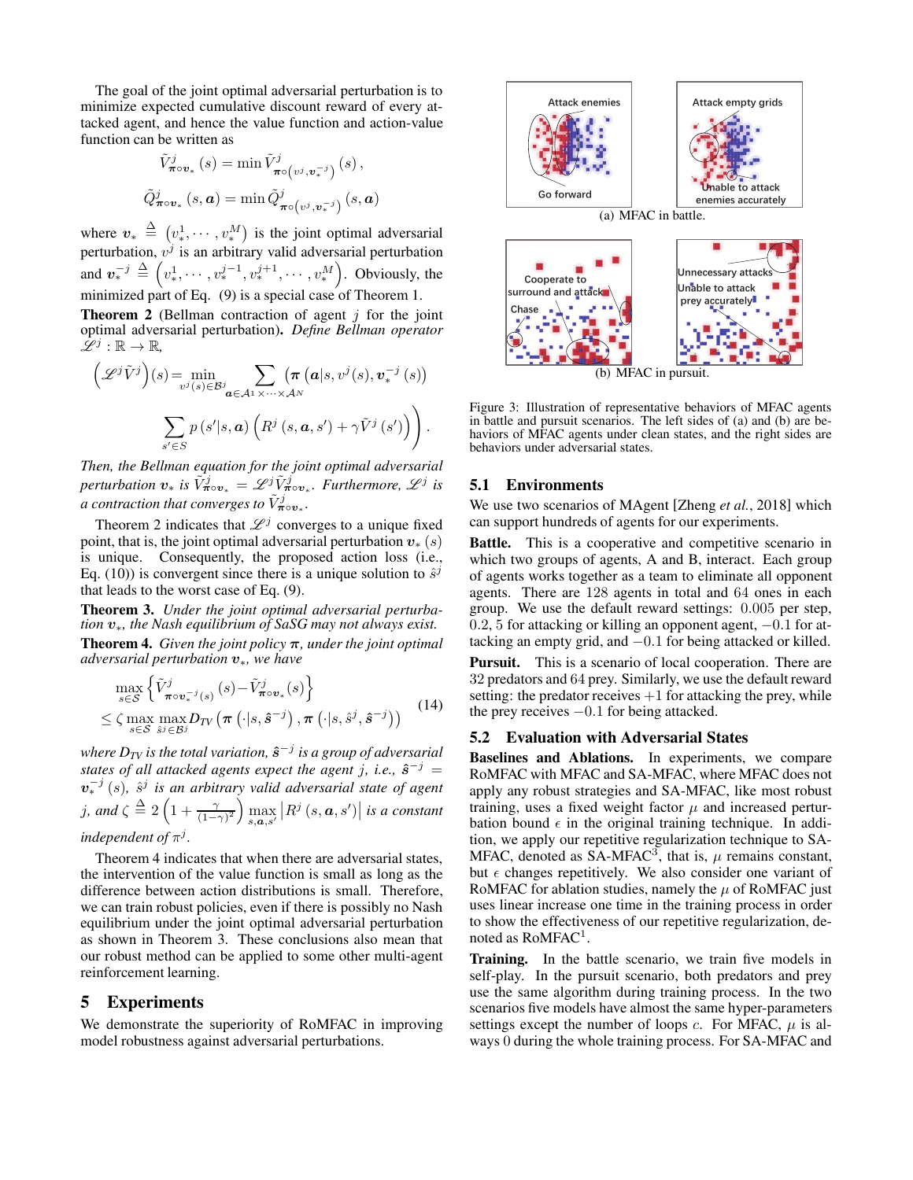The goal of the joint optimal adversarial perturbation is to minimize expected cumulative discount reward of every attacked agent, and hence the value function and action-value function can be written as

$$\tilde{V}^j_{\boldsymbol{\pi}\circ\boldsymbol{v}_*}(s) = \min \tilde{V}^j_{\boldsymbol{\pi}\circ\left(v^j, \boldsymbol{v}_*^{-j}\right)}(s),$$
$$\tilde{Q}^j_{\boldsymbol{\pi}\circ\boldsymbol{v}_*}(s, \boldsymbol{a}) = \min \tilde{Q}^j_{\boldsymbol{\pi}\circ\left(v^j, \boldsymbol{v}_*^{-j}\right)}(s, \boldsymbol{a})$$

where $\boldsymbol{v}_* \triangleq \left(v_*^1, \cdots, v_*^M\right)$ is the joint optimal adversarial perturbation, $v^j$ is an arbitrary valid adversarial perturbation and $\boldsymbol{v}_*^{-j} \triangleq \left(v_*^1, \cdots, v_*^{j-1}, v_*^{j+1}, \cdots, v_*^M\right)$. Obviously, the minimized part of Eq. (9) is a special case of Theorem 1.

**Theorem 2** (Bellman contraction of agent $j$ for the joint optimal adversarial perturbation)**.** *Define Bellman operator* $\mathscr{L}^j : \mathbb{R} \to \mathbb{R}$,

$$\left(\mathscr{L}^j \tilde{V}^j\right)(s) = \min_{v^j(s)\in\mathcal{B}^j} \sum_{\boldsymbol{a}\in\mathcal{A}^1\times\cdots\times\mathcal{A}^N} \left(\boldsymbol{\pi}\left(\boldsymbol{a}|s, v^j(s), \boldsymbol{v}_*^{-j}(s)\right)\right.$$
$$\left.\sum_{s'\in S} p\left(s'|s, \boldsymbol{a}\right)\left(R^j\left(s, \boldsymbol{a}, s'\right) + \gamma \tilde{V}^j\left(s'\right)\right)\right).$$

*Then, the Bellman equation for the joint optimal adversarial perturbation $\boldsymbol{v}_*$ is $\tilde{V}^j_{\boldsymbol{\pi}\circ\boldsymbol{v}_*} = \mathscr{L}^j \tilde{V}^j_{\boldsymbol{\pi}\circ\boldsymbol{v}_*}$. Furthermore, $\mathscr{L}^j$ is a contraction that converges to $\tilde{V}^j_{\boldsymbol{\pi}\circ\boldsymbol{v}_*}$.*

Theorem 2 indicates that $\mathscr{L}^j$ converges to a unique fixed point, that is, the joint optimal adversarial perturbation $\boldsymbol{v}_*(s)$ is unique. Consequently, the proposed action loss (i.e., Eq. (10)) is convergent since there is a unique solution to $\hat{s}^j$ that leads to the worst case of Eq. (9).

**Theorem 3.** *Under the joint optimal adversarial perturbation $\boldsymbol{v}_*$, the Nash equilibrium of SaSG may not always exist.*

**Theorem 4.** *Given the joint optimal policy $\boldsymbol{\pi}$, under the joint optimal adversarial perturbation $\boldsymbol{v}_*$, we have*

$$\max_{s\in\mathcal{S}} \left\{\tilde{V}^j_{\boldsymbol{\pi}\circ\boldsymbol{v}_*^{-j}(s)}(s) - \tilde{V}^j_{\boldsymbol{\pi}\circ\boldsymbol{v}_*}(s)\right\}$$
$$\leq \zeta \max_{s\in\mathcal{S}} \max_{\hat{s}^j\in\mathcal{B}^j} D_{TV}\left(\boldsymbol{\pi}\left(\cdot|s, \hat{\boldsymbol{s}}^{-j}\right), \boldsymbol{\pi}\left(\cdot|s, \hat{s}^j, \hat{\boldsymbol{s}}^{-j}\right)\right) \tag{14}$$

*where $D_{TV}$ is the total variation, $\hat{\boldsymbol{s}}^{-j}$ is a group of adversarial states of all attacked agents expect the agent $j$, i.e., $\hat{\boldsymbol{s}}^{-j} = \boldsymbol{v}_*^{-j}(s)$, $\hat{s}^j$ is an arbitrary valid adversarial state of agent $j$, and $\zeta \triangleq 2\left(1 + \frac{\gamma}{(1-\gamma)^2}\right)\max_{s,\boldsymbol{a},s'}\left|R^j\left(s, \boldsymbol{a}, s'\right)\right|$ is a constant independent of $\pi^j$.*

Theorem 4 indicates that when there are adversarial states, the intervention of the value function is small as long as the difference between action distributions is small. Therefore, we can train robust policies, even if there is possibly no Nash equilibrium under the joint optimal adversarial perturbation as shown in Theorem 3. These conclusions also mean that our robust method can be applied to some other multi-agent reinforcement learning.

## 5 Experiments

We demonstrate the superiority of RoMFAC in improving model robustness against adversarial perturbations.

(a) MFAC in battle.

(b) MFAC in pursuit.

Figure 3: Illustration of representative behaviors of MFAC agents in battle and pursuit scenarios. The left sides of (a) and (b) are behaviors of MFAC agents under clean states, and the right sides are behaviors under adversarial states.

### 5.1 Environments

We use two scenarios of MAgent [Zheng *et al.*, 2018] which can support hundreds of agents for our experiments.

**Battle.** This is a cooperative and competitive scenario in which two groups of agents, A and B, interact. Each group of agents works together as a team to eliminate all opponent agents. There are 128 agents in total and 64 ones in each group. We use the default reward settings: $0.005$ per step, $0.2$, $5$ for attacking or killing an opponent agent, $-0.1$ for attacking an empty grid, and $-0.1$ for being attacked or killed.

**Pursuit.** This is a scenario of local cooperation. There are 32 predators and 64 prey. Similarly, we use the default reward setting: the predator receives $+1$ for attacking the prey, while the prey receives $-0.1$ for being attacked.

### 5.2 Evaluation with Adversarial States

**Baselines and Ablations.** In experiments, we compare RoMFAC with MFAC and SA-MFAC, where MFAC does not apply any robust strategies and SA-MFAC, like most robust training, uses a fixed weight factor $\mu$ and increased perturbation bound $\epsilon$ in the original training technique. In addition, we apply our repetitive regularization technique to SA-MFAC, denoted as SA-MFAC[3], that is, $\mu$ remains constant, but $\epsilon$ changes repetitively. We also consider one variant of RoMFAC for ablation studies, namely the $\mu$ of RoMFAC just uses linear increase one time in the training process in order to show the effectiveness of our repetitive regularization, denoted as RoMFAC[1].

**Training.** In the battle scenario, we train five models in self-play. In the pursuit scenario, both predators and prey use the same algorithm during training process. In the two scenarios five models have almost the same hyper-parameters settings except the number of loops $c$. For MFAC, $\mu$ is always $0$ during the whole training process. For SA-MFAC and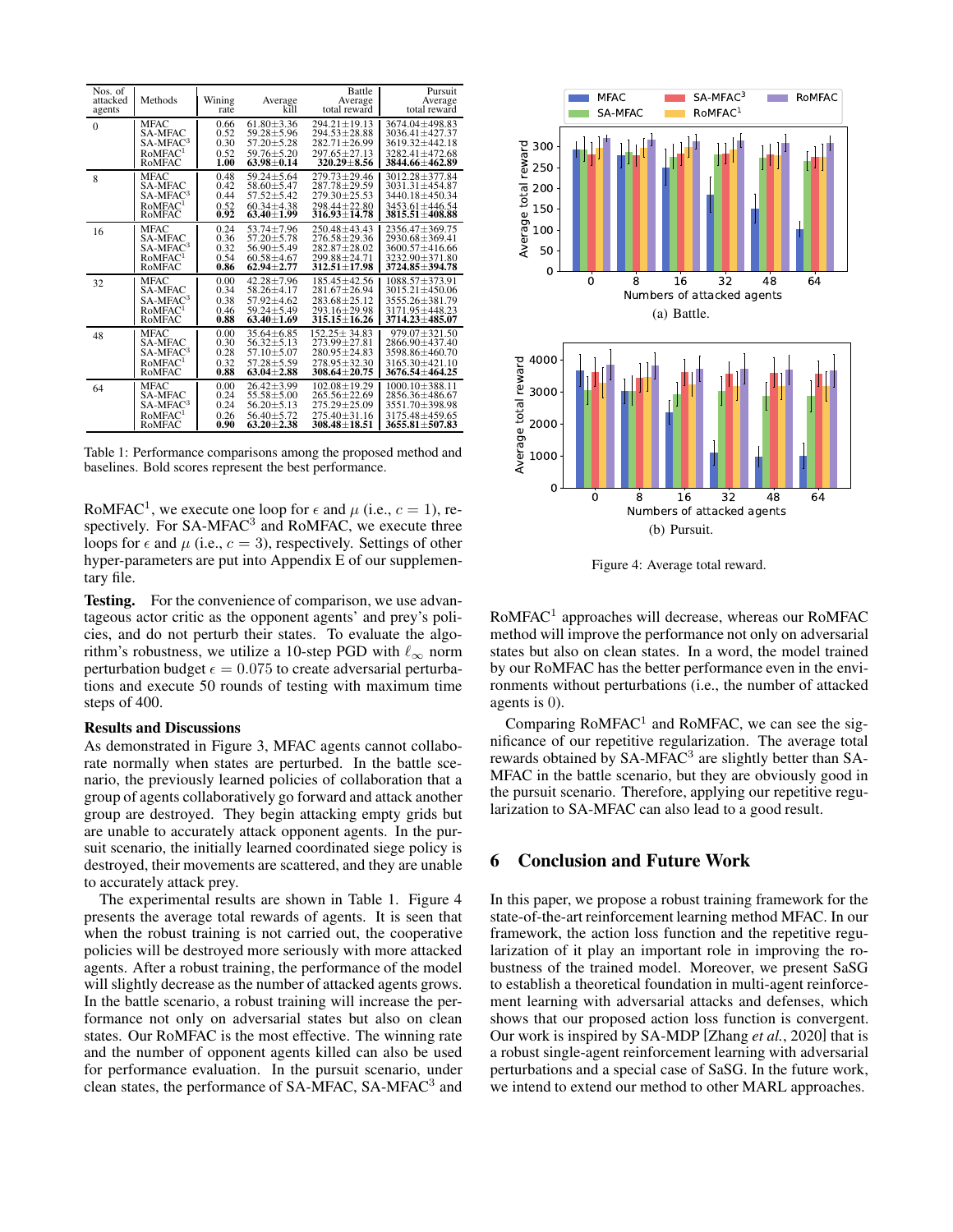| Nos. of attacked agents | Methods | Wining rate | Average kill | Battle Average total reward | Pursuit Average total reward |
|---|---|---|---|---|---|
| 0 | MFAC | 0.66 | 61.80±3.36 | 294.21±19.13 | 3674.04±498.83 |
| | SA-MFAC | 0.52 | 59.28±5.96 | 294.53±28.88 | 3036.41±427.37 |
| | SA-MFAC$^3$ | 0.30 | 57.20±5.28 | 282.71±26.99 | 3619.32±442.18 |
| | RoMFAC$^1$ | 0.52 | 59.76±5.20 | 297.65±27.13 | 3282.41±472.68 |
| | RoMFAC | **1.00** | **63.98±0.14** | **320.29±8.56** | **3844.66±462.89** |
| 8 | MFAC | 0.48 | 59.24±5.64 | 279.73±29.46 | 3012.28±377.84 |
| | SA-MFAC | 0.42 | 58.60±5.47 | 287.78±29.59 | 3031.31±454.87 |
| | SA-MFAC$^3$ | 0.44 | 57.52±5.42 | 279.30±25.53 | 3440.18±450.34 |
| | RoMFAC$^1$ | 0.52 | 60.34±4.38 | 298.44±22.80 | 3453.61±446.54 |
| | RoMFAC | **0.92** | **63.40±1.99** | **316.93±14.78** | **3815.51±408.88** |
| 16 | MFAC | 0.24 | 53.74±7.96 | 250.48±43.43 | 2356.47±369.75 |
| | SA-MFAC | 0.36 | 57.20±5.78 | 276.58±29.36 | 2930.68±369.41 |
| | SA-MFAC$^3$ | 0.32 | 56.90±5.49 | 282.87±28.02 | 3600.57±416.66 |
| | RoMFAC$^1$ | 0.54 | 60.58±4.67 | 299.88±24.71 | 3232.90±371.80 |
| | RoMFAC | **0.86** | **62.94±2.77** | **312.51±17.98** | **3724.85±394.78** |
| 32 | MFAC | 0.00 | 42.28±7.96 | 185.45±42.56 | 1088.57±373.91 |
| | SA-MFAC | 0.34 | 58.26±4.17 | 281.67±26.94 | 3015.21±450.06 |
| | SA-MFAC$^3$ | 0.38 | 57.92±4.62 | 283.68±25.12 | 3555.26±381.79 |
| | RoMFAC$^1$ | 0.46 | 59.24±5.49 | 293.16±29.98 | 3171.95±448.23 |
| | RoMFAC | **0.88** | **63.40±1.69** | **315.15±16.26** | **3714.23±485.07** |
| 48 | MFAC | 0.00 | 35.64±6.85 | 152.25±34.83 | 979.07±321.50 |
| | SA-MFAC | 0.30 | 56.32±5.13 | 273.99±27.81 | 2866.90±437.40 |
| | SA-MFAC$^3$ | 0.28 | 57.10±5.07 | 280.95±24.83 | 3598.86±460.70 |
| | RoMFAC$^1$ | 0.32 | 57.28±5.59 | 278.95±32.30 | 3165.30±421.10 |
| | RoMFAC | **0.88** | **63.04±2.88** | **308.64±20.75** | **3676.54±464.25** |
| 64 | MFAC | 0.00 | 26.42±3.99 | 102.08±19.29 | 1000.10±388.11 |
| | SA-MFAC | 0.24 | 55.58±5.00 | 265.56±22.69 | 2856.36±486.67 |
| | SA-MFAC$^3$ | 0.24 | 56.20±5.13 | 275.29±25.09 | 3551.70±398.98 |
| | RoMFAC$^1$ | 0.26 | 56.40±5.72 | 275.40±31.16 | 3175.48±459.65 |
| | RoMFAC | **0.90** | **63.20±2.38** | **308.48±18.51** | **3655.81±507.83** |

Table 1: Performance comparisons among the proposed method and baselines. Bold scores represent the best performance.

RoMFAC$^1$, we execute one loop for $\epsilon$ and $\mu$ (i.e., $c = 1$), respectively. For SA-MFAC$^3$ and RoMFAC, we execute three loops for $\epsilon$ and $\mu$ (i.e., $c = 3$), respectively. Settings of other hyper-parameters are put into Appendix E of our supplementary file.

**Testing.** For the convenience of comparison, we use advantageous actor critic as the opponent agents' and prey's policies, and do not perturb their states. To evaluate the algorithm's robustness, we utilize a 10-step PGD with $\ell_\infty$ norm perturbation budget $\epsilon = 0.075$ to create adversarial perturbations and execute 50 rounds of testing with maximum time steps of 400.

### Results and Discussions

As demonstrated in Figure 3, MFAC agents cannot collaborate normally when states are perturbed. In the battle scenario, the previously learned policies of collaboration that a group of agents collaboratively go forward and attack another group are destroyed. They begin attacking empty grids but are unable to accurately attack opponent agents. In the pursuit scenario, the initially learned coordinated siege policy is destroyed, their movements are scattered, and they are unable to accurately attack prey.

The experimental results are shown in Table 1. Figure 4 presents the average total rewards of agents. It is seen that when the robust training is not carried out, the cooperative policies will be destroyed more seriously with more attacked agents. After a robust training, the performance of the model will slightly decrease as the number of attacked agents grows. In the battle scenario, a robust training will increase the performance not only on adversarial states but also on clean states. Our RoMFAC is the most effective. The winning rate and the number of opponent agents killed can also be used for performance evaluation. In the pursuit scenario, under clean states, the performance of SA-MFAC, SA-MFAC$^3$ and RoMFAC$^1$ approaches will decrease, whereas our RoMFAC method will improve the performance not only on adversarial states but also on clean states. In a word, the model trained by our RoMFAC has the better performance even in the environments without perturbations (i.e., the number of attacked agents is 0).

(a) Battle.

(b) Pursuit.

Figure 4: Average total reward.

Comparing RoMFAC$^1$ and RoMFAC, we can see the significance of our repetitive regularization. The average total rewards obtained by SA-MFAC$^3$ are slightly better than SA-MFAC in the battle scenario, but they are obviously good in the pursuit scenario. Therefore, applying our repetitive regularization to SA-MFAC can also lead to a good result.

## 6 Conclusion and Future Work

In this paper, we propose a robust training framework for the state-of-the-art reinforcement learning method MFAC. In our framework, the action loss function and the repetitive regularization of it play an important role in improving the robustness of the trained model. Moreover, we present SaSG to establish a theoretical foundation in multi-agent reinforcement learning with adversarial attacks and defenses, which shows that our proposed action loss function is convergent. Our work is inspired by SA-MDP [Zhang *et al.*, 2020] that is a robust single-agent reinforcement learning with adversarial perturbations and a special case of SaSG. In the future work, we intend to extend our method to other MARL approaches.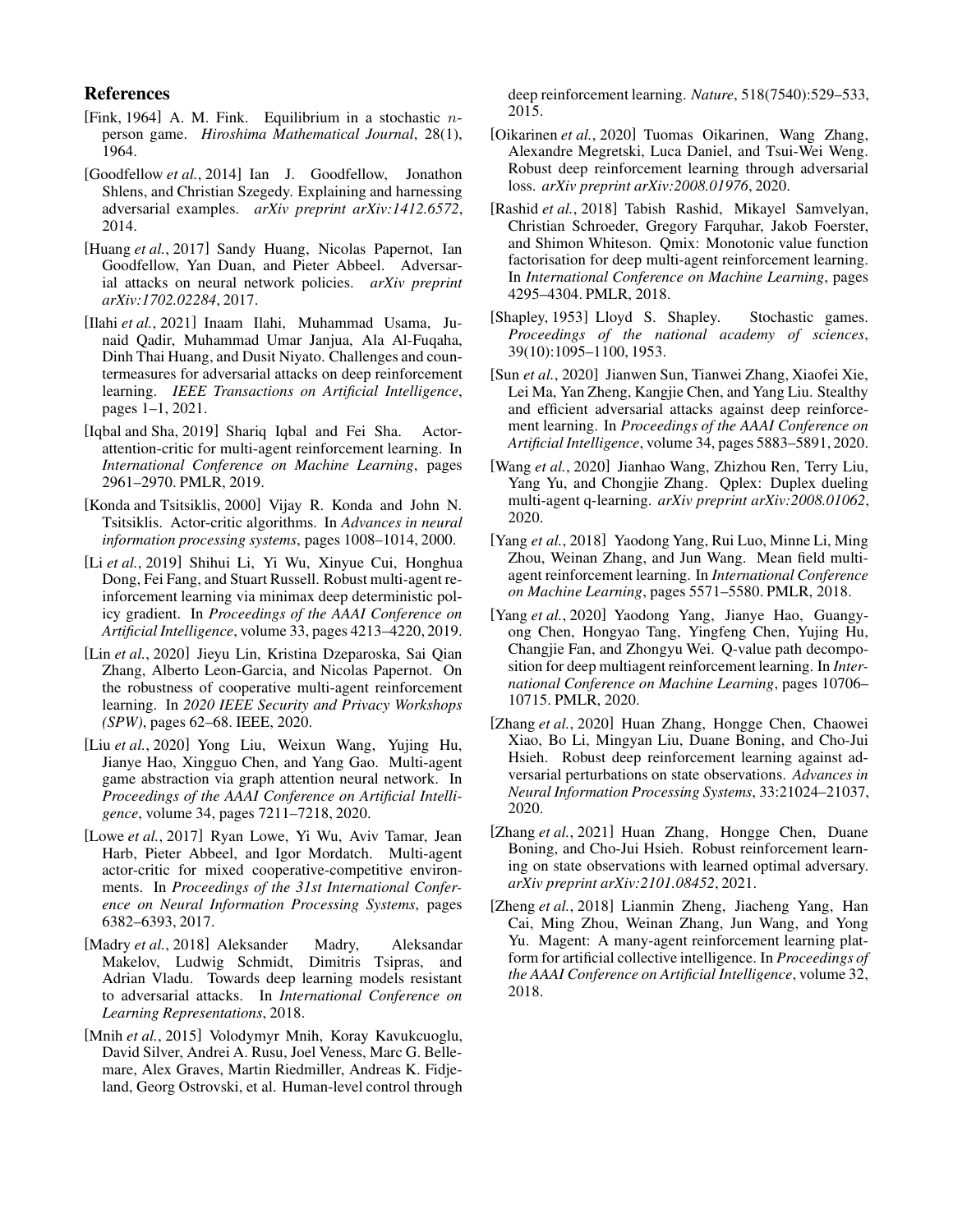## References

[Fink, 1964] A. M. Fink. Equilibrium in a stochastic $n$-person game. *Hiroshima Mathematical Journal*, 28(1), 1964.

[Goodfellow *et al.*, 2014] Ian J. Goodfellow, Jonathon Shlens, and Christian Szegedy. Explaining and harnessing adversarial examples. *arXiv preprint arXiv:1412.6572*, 2014.

[Huang *et al.*, 2017] Sandy Huang, Nicolas Papernot, Ian Goodfellow, Yan Duan, and Pieter Abbeel. Adversarial attacks on neural network policies. *arXiv preprint arXiv:1702.02284*, 2017.

[Ilahi *et al.*, 2021] Inaam Ilahi, Muhammad Usama, Junaid Qadir, Muhammad Umar Janjua, Ala Al-Fuqaha, Dinh Thai Huang, and Dusit Niyato. Challenges and countermeasures for adversarial attacks on deep reinforcement learning. *IEEE Transactions on Artificial Intelligence*, pages 1–1, 2021.

[Iqbal and Sha, 2019] Shariq Iqbal and Fei Sha. Actor-attention-critic for multi-agent reinforcement learning. In *International Conference on Machine Learning*, pages 2961–2970. PMLR, 2019.

[Konda and Tsitsiklis, 2000] Vijay R. Konda and John N. Tsitsiklis. Actor-critic algorithms. In *Advances in neural information processing systems*, pages 1008–1014, 2000.

[Li *et al.*, 2019] Shihui Li, Yi Wu, Xinyue Cui, Honghua Dong, Fei Fang, and Stuart Russell. Robust multi-agent reinforcement learning via minimax deep deterministic policy gradient. In *Proceedings of the AAAI Conference on Artificial Intelligence*, volume 33, pages 4213–4220, 2019.

[Lin *et al.*, 2020] Jieyu Lin, Kristina Dzeparoska, Sai Qian Zhang, Alberto Leon-Garcia, and Nicolas Papernot. On the robustness of cooperative multi-agent reinforcement learning. In *2020 IEEE Security and Privacy Workshops (SPW)*, pages 62–68. IEEE, 2020.

[Liu *et al.*, 2020] Yong Liu, Weixun Wang, Yujing Hu, Jianye Hao, Xingguo Chen, and Yang Gao. Multi-agent game abstraction via graph attention neural network. In *Proceedings of the AAAI Conference on Artificial Intelligence*, volume 34, pages 7211–7218, 2020.

[Lowe *et al.*, 2017] Ryan Lowe, Yi Wu, Aviv Tamar, Jean Harb, Pieter Abbeel, and Igor Mordatch. Multi-agent actor-critic for mixed cooperative-competitive environments. In *Proceedings of the 31st International Conference on Neural Information Processing Systems*, pages 6382–6393, 2017.

[Madry *et al.*, 2018] Aleksander Madry, Aleksandar Makelov, Ludwig Schmidt, Dimitris Tsipras, and Adrian Vladu. Towards deep learning models resistant to adversarial attacks. In *International Conference on Learning Representations*, 2018.

[Mnih *et al.*, 2015] Volodymyr Mnih, Koray Kavukcuoglu, David Silver, Andrei A. Rusu, Joel Veness, Marc G. Bellemare, Alex Graves, Martin Riedmiller, Andreas K. Fidjeland, Georg Ostrovski, et al. Human-level control through deep reinforcement learning. *Nature*, 518(7540):529–533, 2015.

[Oikarinen *et al.*, 2020] Tuomas Oikarinen, Wang Zhang, Alexandre Megretski, Luca Daniel, and Tsui-Wei Weng. Robust deep reinforcement learning through adversarial loss. *arXiv preprint arXiv:2008.01976*, 2020.

[Rashid *et al.*, 2018] Tabish Rashid, Mikayel Samvelyan, Christian Schroeder, Gregory Farquhar, Jakob Foerster, and Shimon Whiteson. Qmix: Monotonic value function factorisation for deep multi-agent reinforcement learning. In *International Conference on Machine Learning*, pages 4295–4304. PMLR, 2018.

[Shapley, 1953] Lloyd S. Shapley. Stochastic games. *Proceedings of the national academy of sciences*, 39(10):1095–1100, 1953.

[Sun *et al.*, 2020] Jianwen Sun, Tianwei Zhang, Xiaofei Xie, Lei Ma, Yan Zheng, Kangjie Chen, and Yang Liu. Stealthy and efficient adversarial attacks against deep reinforcement learning. In *Proceedings of the AAAI Conference on Artificial Intelligence*, volume 34, pages 5883–5891, 2020.

[Wang *et al.*, 2020] Jianhao Wang, Zhizhou Ren, Terry Liu, Yang Yu, and Chongjie Zhang. Qplex: Duplex dueling multi-agent q-learning. *arXiv preprint arXiv:2008.01062*, 2020.

[Yang *et al.*, 2018] Yaodong Yang, Rui Luo, Minne Li, Ming Zhou, Weinan Zhang, and Jun Wang. Mean field multi-agent reinforcement learning. In *International Conference on Machine Learning*, pages 5571–5580. PMLR, 2018.

[Yang *et al.*, 2020] Yaodong Yang, Jianye Hao, Guangyong Chen, Hongyao Tang, Yingfeng Chen, Yujing Hu, Changjie Fan, and Zhongyu Wei. Q-value path decomposition for deep multiagent reinforcement learning. In *International Conference on Machine Learning*, pages 10706–10715. PMLR, 2020.

[Zhang *et al.*, 2020] Huan Zhang, Hongge Chen, Chaowei Xiao, Bo Li, Mingyan Liu, Duane Boning, and Cho-Jui Hsieh. Robust deep reinforcement learning against adversarial perturbations on state observations. *Advances in Neural Information Processing Systems*, 33:21024–21037, 2020.

[Zhang *et al.*, 2021] Huan Zhang, Hongge Chen, Duane Boning, and Cho-Jui Hsieh. Robust reinforcement learning on state observations with learned optimal adversary. *arXiv preprint arXiv:2101.08452*, 2021.

[Zheng *et al.*, 2018] Lianmin Zheng, Jiacheng Yang, Han Cai, Ming Zhou, Weinan Zhang, Jun Wang, and Yong Yu. Magent: A many-agent reinforcement learning platform for artificial collective intelligence. In *Proceedings of the AAAI Conference on Artificial Intelligence*, volume 32, 2018.